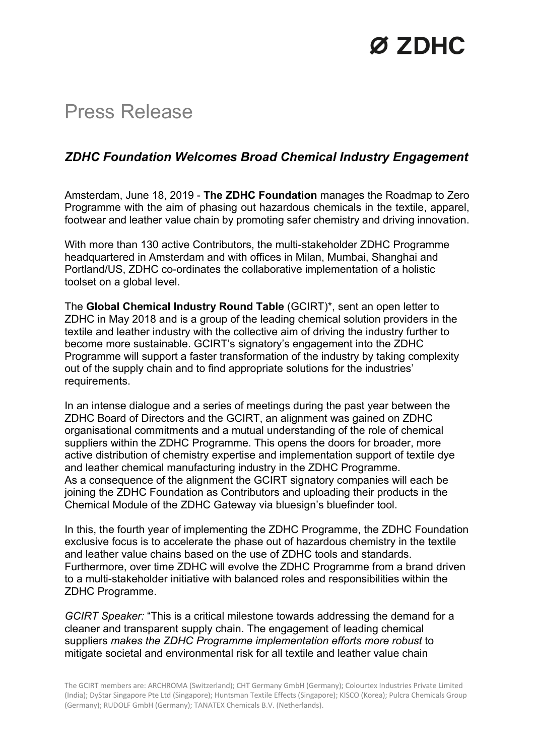# Ø ZDHC

# Press Release

## *ZDHC Foundation Welcomes Broad Chemical Industry Engagement*

Amsterdam, June 18, 2019 - **The ZDHC Foundation** manages the Roadmap to Zero Programme with the aim of phasing out hazardous chemicals in the textile, apparel, footwear and leather value chain by promoting safer chemistry and driving innovation.

With more than 130 active Contributors, the multi-stakeholder ZDHC Programme headquartered in Amsterdam and with offices in Milan, Mumbai, Shanghai and Portland/US, ZDHC co-ordinates the collaborative implementation of a holistic toolset on a global level.

The **Global Chemical Industry Round Table** (GCIRT)*, sent an open letter to ZDHC in May 2018 and is a group of the leading chemical solution providers in the textile and leather industry with the collective aim of driving the industry further to become more sustainable. GCIRT's signatory's engagement into the ZDHC Programme will support a faster transformation of the industry by taking complexity out of the supply chain and to find appropriate solutions for the industries' requirements.

In an intense dialogue and a series of meetings during the past year between the ZDHC Board of Directors and the GCIRT, an alignment was gained on ZDHC organisational commitments and a mutual understanding of the role of chemical suppliers within the ZDHC Programme. This opens the doors for broader, more active distribution of chemistry expertise and implementation support of textile dye and leather chemical manufacturing industry in the ZDHC Programme.
As a consequence of the alignment the GCIRT signatory companies will each be joining the ZDHC Foundation as Contributors and uploading their products in the Chemical Module of the ZDHC Gateway via bluesign's bluefinder tool.

In this, the fourth year of implementing the ZDHC Programme, the ZDHC Foundation exclusive focus is to accelerate the phase out of hazardous chemistry in the textile and leather value chains based on the use of ZDHC tools and standards. Furthermore, over time ZDHC will evolve the ZDHC Programme from a brand driven to a multi-stakeholder initiative with balanced roles and responsibilities within the ZDHC Programme.

*GCIRT Speaker:* "This is a critical milestone towards addressing the demand for a cleaner and transparent supply chain. The engagement of leading chemical suppliers *makes the ZDHC Programme implementation efforts more robust* to mitigate societal and environmental risk for all textile and leather value chain

The GCIRT members are: ARCHROMA (Switzerland); CHT Germany GmbH (Germany); Colourtex Industries Private Limited (India); DyStar Singapore Pte Ltd (Singapore); Huntsman Textile Effects (Singapore); KISCO (Korea); Pulcra Chemicals Group (Germany); RUDOLF GmbH (Germany); TANATEX Chemicals B.V. (Netherlands).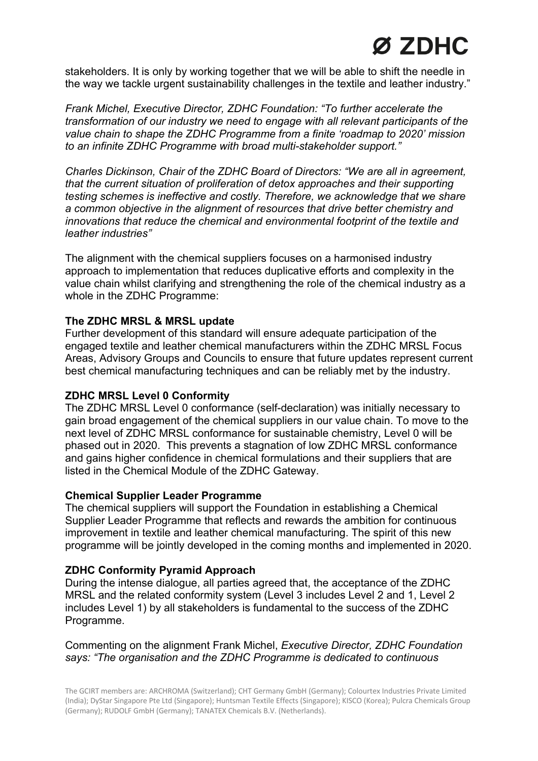stakeholders. It is only by working together that we will be able to shift the needle in the way we tackle urgent sustainability challenges in the textile and leather industry."

*Frank Michel, Executive Director, ZDHC Foundation: "To further accelerate the transformation of our industry we need to engage with all relevant participants of the value chain to shape the ZDHC Programme from a finite 'roadmap to 2020' mission to an infinite ZDHC Programme with broad multi-stakeholder support."*

*Charles Dickinson, Chair of the ZDHC Board of Directors: "We are all in agreement, that the current situation of proliferation of detox approaches and their supporting testing schemes is ineffective and costly. Therefore, we acknowledge that we share a common objective in the alignment of resources that drive better chemistry and innovations that reduce the chemical and environmental footprint of the textile and leather industries"*

The alignment with the chemical suppliers focuses on a harmonised industry approach to implementation that reduces duplicative efforts and complexity in the value chain whilst clarifying and strengthening the role of the chemical industry as a whole in the ZDHC Programme:

**The ZDHC MRSL & MRSL update**
Further development of this standard will ensure adequate participation of the engaged textile and leather chemical manufacturers within the ZDHC MRSL Focus Areas, Advisory Groups and Councils to ensure that future updates represent current best chemical manufacturing techniques and can be reliably met by the industry.

**ZDHC MRSL Level 0 Conformity**
The ZDHC MRSL Level 0 conformance (self-declaration) was initially necessary to gain broad engagement of the chemical suppliers in our value chain. To move to the next level of ZDHC MRSL conformance for sustainable chemistry, Level 0 will be phased out in 2020. This prevents a stagnation of low ZDHC MRSL conformance and gains higher confidence in chemical formulations and their suppliers that are listed in the Chemical Module of the ZDHC Gateway.

**Chemical Supplier Leader Programme**
The chemical suppliers will support the Foundation in establishing a Chemical Supplier Leader Programme that reflects and rewards the ambition for continuous improvement in textile and leather chemical manufacturing. The spirit of this new programme will be jointly developed in the coming months and implemented in 2020.

**ZDHC Conformity Pyramid Approach**
During the intense dialogue, all parties agreed that, the acceptance of the ZDHC MRSL and the related conformity system (Level 3 includes Level 2 and 1, Level 2 includes Level 1) by all stakeholders is fundamental to the success of the ZDHC Programme.

Commenting on the alignment Frank Michel, *Executive Director, ZDHC Foundation says: "The organisation and the ZDHC Programme is dedicated to continuous*

The GCIRT members are: ARCHROMA (Switzerland); CHT Germany GmbH (Germany); Colourtex Industries Private Limited (India); DyStar Singapore Pte Ltd (Singapore); Huntsman Textile Effects (Singapore); KISCO (Korea); Pulcra Chemicals Group (Germany); RUDOLF GmbH (Germany); TANATEX Chemicals B.V. (Netherlands).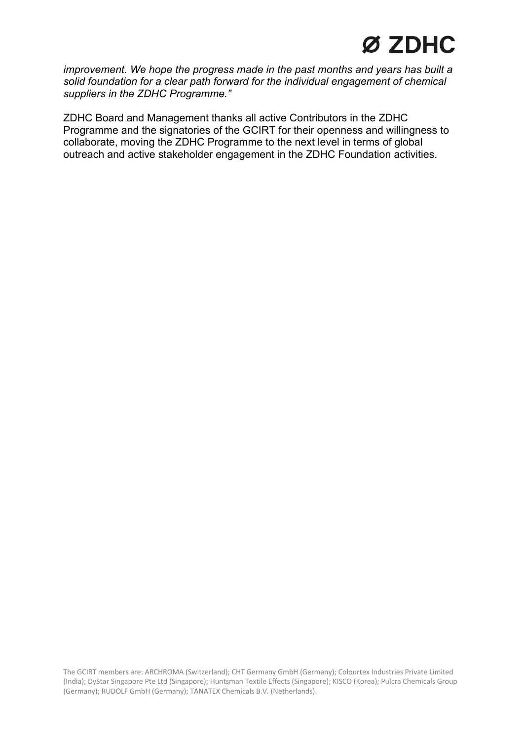*improvement. We hope the progress made in the past months and years has built a solid foundation for a clear path forward for the individual engagement of chemical suppliers in the ZDHC Programme."*

ZDHC Board and Management thanks all active Contributors in the ZDHC Programme and the signatories of the GCIRT for their openness and willingness to collaborate, moving the ZDHC Programme to the next level in terms of global outreach and active stakeholder engagement in the ZDHC Foundation activities.

The GCIRT members are: ARCHROMA (Switzerland); CHT Germany GmbH (Germany); Colourtex Industries Private Limited (India); DyStar Singapore Pte Ltd (Singapore); Huntsman Textile Effects (Singapore); KISCO (Korea); Pulcra Chemicals Group (Germany); RUDOLF GmbH (Germany); TANATEX Chemicals B.V. (Netherlands).